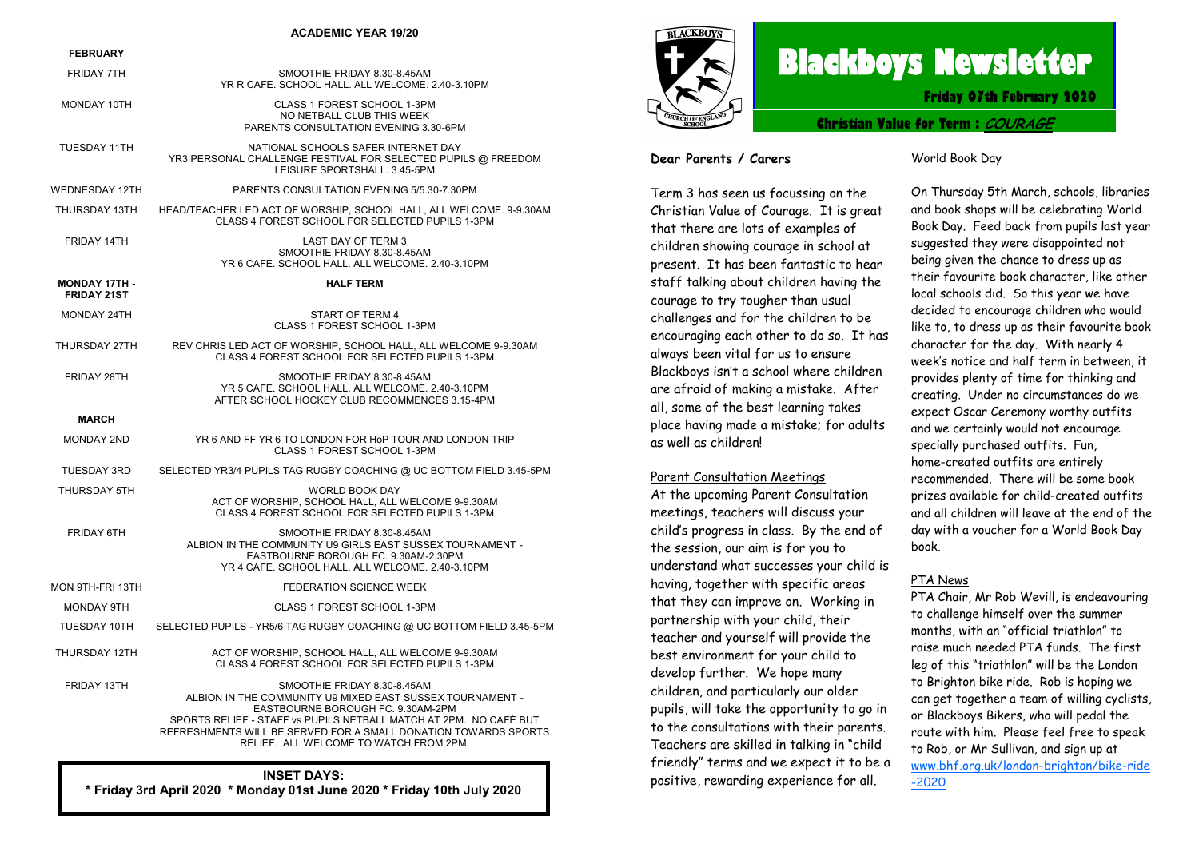# Blackboys Newsletter

**Friday 07th February 2020**

**Christian Value for Term : *COURAGE***

## ACADEMIC YEAR 19/20

| **FEBRUARY** | |
|---|---|
| FRIDAY 7TH | SMOOTHIE FRIDAY 8.30-8.45AM<br>YR R CAFE. SCHOOL HALL. ALL WELCOME. 2.40-3.10PM |
| MONDAY 10TH | CLASS 1 FOREST SCHOOL 1-3PM<br>NO NETBALL CLUB THIS WEEK<br>PARENTS CONSULTATION EVENING 3.30-6PM |
| TUESDAY 11TH | NATIONAL SCHOOLS SAFER INTERNET DAY<br>YR3 PERSONAL CHALLENGE FESTIVAL FOR SELECTED PUPILS @ FREEDOM LEISURE SPORTSHALL. 3.45-5PM |
| WEDNESDAY 12TH | PARENTS CONSULTATION EVENING 5/5.30-7.30PM |
| THURSDAY 13TH | HEAD/TEACHER LED ACT OF WORSHIP, SCHOOL HALL, ALL WELCOME. 9-9.30AM<br>CLASS 4 FOREST SCHOOL FOR SELECTED PUPILS 1-3PM |
| FRIDAY 14TH | LAST DAY OF TERM 3<br>SMOOTHIE FRIDAY 8.30-8.45AM<br>YR 6 CAFE. SCHOOL HALL. ALL WELCOME. 2.40-3.10PM |
| **MONDAY 17TH - FRIDAY 21ST** | **HALF TERM** |
| MONDAY 24TH | START OF TERM 4<br>CLASS 1 FOREST SCHOOL 1-3PM |
| THURSDAY 27TH | REV CHRIS LED ACT OF WORSHIP, SCHOOL HALL, ALL WELCOME 9-9.30AM<br>CLASS 4 FOREST SCHOOL FOR SELECTED PUPILS 1-3PM |
| FRIDAY 28TH | SMOOTHIE FRIDAY 8.30-8.45AM<br>YR 5 CAFE. SCHOOL HALL. ALL WELCOME. 2.40-3.10PM<br>AFTER SCHOOL HOCKEY CLUB RECOMMENCES 3.15-4PM |
| **MARCH** | |
| MONDAY 2ND | YR 6 AND FF YR 6 TO LONDON FOR HoP TOUR AND LONDON TRIP<br>CLASS 1 FOREST SCHOOL 1-3PM |
| TUESDAY 3RD | SELECTED YR3/4 PUPILS TAG RUGBY COACHING @ UC BOTTOM FIELD 3.45-5PM |
| THURSDAY 5TH | WORLD BOOK DAY<br>ACT OF WORSHIP, SCHOOL HALL, ALL WELCOME 9-9.30AM<br>CLASS 4 FOREST SCHOOL FOR SELECTED PUPILS 1-3PM |
| FRIDAY 6TH | SMOOTHIE FRIDAY 8.30-8.45AM<br>ALBION IN THE COMMUNITY U9 GIRLS EAST SUSSEX TOURNAMENT - EASTBOURNE BOROUGH FC. 9.30AM-2.30PM<br>YR 4 CAFE. SCHOOL HALL. ALL WELCOME. 2.40-3.10PM |
| MON 9TH-FRI 13TH | FEDERATION SCIENCE WEEK |
| MONDAY 9TH | CLASS 1 FOREST SCHOOL 1-3PM |
| TUESDAY 10TH | SELECTED PUPILS - YR5/6 TAG RUGBY COACHING @ UC BOTTOM FIELD 3.45-5PM |
| THURSDAY 12TH | ACT OF WORSHIP, SCHOOL HALL, ALL WELCOME 9-9.30AM<br>CLASS 4 FOREST SCHOOL FOR SELECTED PUPILS 1-3PM |
| FRIDAY 13TH | SMOOTHIE FRIDAY 8.30-8.45AM<br>ALBION IN THE COMMUNITY U9 MIXED EAST SUSSEX TOURNAMENT - EASTBOURNE BOROUGH FC. 9.30AM-2PM<br>SPORTS RELIEF - STAFF vs PUPILS NETBALL MATCH AT 2PM. NO CAFÉ BUT REFRESHMENTS WILL BE SERVED FOR A SMALL DONATION TOWARDS SPORTS RELIEF. ALL WELCOME TO WATCH FROM 2PM. |

**INSET DAYS:**
**\* Friday 3rd April 2020 \* Monday 01st June 2020 \* Friday 10th July 2020**

**Dear Parents / Carers**

Term 3 has seen us focussing on the Christian Value of Courage. It is great that there are lots of examples of children showing courage in school at present. It has been fantastic to hear staff talking about children having the courage to try tougher than usual challenges and for the children to be encouraging each other to do so. It has always been vital for us to ensure Blackboys isn't a school where children are afraid of making a mistake. After all, some of the best learning takes place having made a mistake; for adults as well as children!

### Parent Consultation Meetings

At the upcoming Parent Consultation meetings, teachers will discuss your child's progress in class. By the end of the session, our aim is for you to understand what successes your child is having, together with specific areas that they can improve on. Working in partnership with your child, their teacher and yourself will provide the best environment for your child to develop further. We hope many children, and particularly our older pupils, will take the opportunity to go in to the consultations with their parents. Teachers are skilled in talking in "child friendly" terms and we expect it to be a positive, rewarding experience for all.

### World Book Day

On Thursday 5th March, schools, libraries and book shops will be celebrating World Book Day. Feed back from pupils last year suggested they were disappointed not being given the chance to dress up as their favourite book character, like other local schools did. So this year we have decided to encourage children who would like to, to dress up as their favourite book character for the day. With nearly 4 week's notice and half term in between, it provides plenty of time for thinking and creating. Under no circumstances do we expect Oscar Ceremony worthy outfits and we certainly would not encourage specially purchased outfits. Fun, home-created outfits are entirely recommended. There will be some book prizes available for child-created outfits and all children will leave at the end of the day with a voucher for a World Book Day book.

### PTA News

PTA Chair, Mr Rob Wevill, is endeavouring to challenge himself over the summer months, with an "official triathlon" to raise much needed PTA funds. The first leg of this "triathlon" will be the London to Brighton bike ride. Rob is hoping we can get together a team of willing cyclists, or Blackboys Bikers, who will pedal the route with him. Please feel free to speak to Rob, or Mr Sullivan, and sign up at www.bhf.org.uk/london-brighton/bike-ride-2020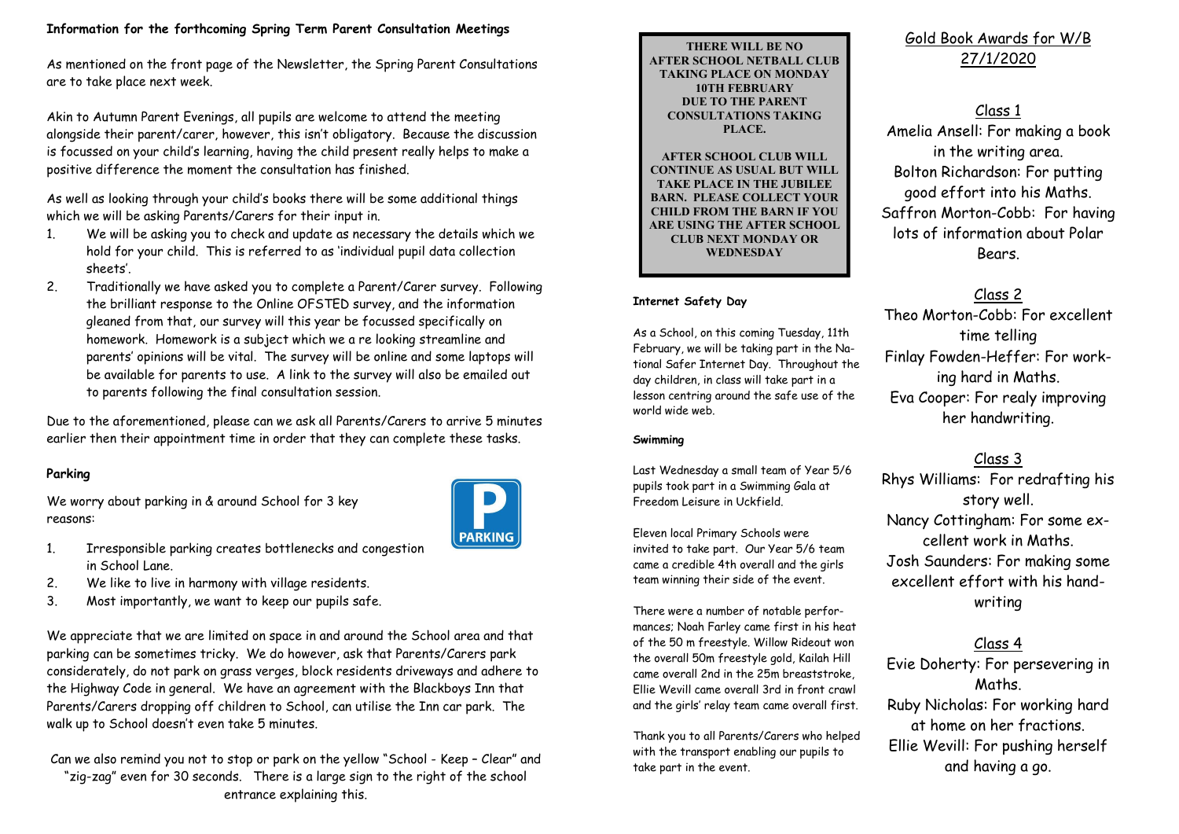**Information for the forthcoming Spring Term Parent Consultation Meetings**

As mentioned on the front page of the Newsletter, the Spring Parent Consultations are to take place next week.

Akin to Autumn Parent Evenings, all pupils are welcome to attend the meeting alongside their parent/carer, however, this isn't obligatory. Because the discussion is focussed on your child's learning, having the child present really helps to make a positive difference the moment the consultation has finished.

As well as looking through your child's books there will be some additional things which we will be asking Parents/Carers for their input in.

1. We will be asking you to check and update as necessary the details which we hold for your child. This is referred to as 'individual pupil data collection sheets'.
2. Traditionally we have asked you to complete a Parent/Carer survey. Following the brilliant response to the Online OFSTED survey, and the information gleaned from that, our survey will this year be focussed specifically on homework. Homework is a subject which we a re looking streamline and parents' opinions will be vital. The survey will be online and some laptops will be available for parents to use. A link to the survey will also be emailed out to parents following the final consultation session.

Due to the aforementioned, please can we ask all Parents/Carers to arrive 5 minutes earlier then their appointment time in order that they can complete these tasks.

**Parking**

We worry about parking in & around School for 3 key reasons:

1. Irresponsible parking creates bottlenecks and congestion in School Lane.
2. We like to live in harmony with village residents.
3. Most importantly, we want to keep our pupils safe.

We appreciate that we are limited on space in and around the School area and that parking can be sometimes tricky. We do however, ask that Parents/Carers park considerately, do not park on grass verges, block residents driveways and adhere to the Highway Code in general. We have an agreement with the Blackboys Inn that Parents/Carers dropping off children to School, can utilise the Inn car park. The walk up to School doesn't even take 5 minutes.

Can we also remind you not to stop or park on the yellow "School - Keep – Clear" and "zig-zag" even for 30 seconds. There is a large sign to the right of the school entrance explaining this.

**THERE WILL BE NO AFTER SCHOOL NETBALL CLUB TAKING PLACE ON MONDAY 10TH FEBRUARY DUE TO THE PARENT CONSULTATIONS TAKING PLACE.**

**AFTER SCHOOL CLUB WILL CONTINUE AS USUAL BUT WILL TAKE PLACE IN THE JUBILEE BARN. PLEASE COLLECT YOUR CHILD FROM THE BARN IF YOU ARE USING THE AFTER SCHOOL CLUB NEXT MONDAY OR WEDNESDAY**

**Internet Safety Day**

As a School, on this coming Tuesday, 11th February, we will be taking part in the National Safer Internet Day. Throughout the day children, in class will take part in a lesson centring around the safe use of the world wide web.

**Swimming**

Last Wednesday a small team of Year 5/6 pupils took part in a Swimming Gala at Freedom Leisure in Uckfield.

Eleven local Primary Schools were invited to take part. Our Year 5/6 team came a credible 4th overall and the girls team winning their side of the event.

There were a number of notable performances; Noah Farley came first in his heat of the 50 m freestyle. Willow Rideout won the overall 50m freestyle gold, Kailah Hill came overall 2nd in the 25m breaststroke, Ellie Wevill came overall 3rd in front crawl and the girls' relay team came overall first.

Thank you to all Parents/Carers who helped with the transport enabling our pupils to take part in the event.

## Gold Book Awards for W/B 27/1/2020

### Class 1

Amelia Ansell: For making a book in the writing area.
Bolton Richardson: For putting good effort into his Maths.
Saffron Morton-Cobb: For having lots of information about Polar Bears.

### Class 2

Theo Morton-Cobb: For excellent time telling
Finlay Fowden-Heffer: For working hard in Maths.
Eva Cooper: For realy improving her handwriting.

### Class 3

Rhys Williams: For redrafting his story well.
Nancy Cottingham: For some excellent work in Maths.
Josh Saunders: For making some excellent effort with his handwriting

### Class 4

Evie Doherty: For persevering in Maths.
Ruby Nicholas: For working hard at home on her fractions.
Ellie Wevill: For pushing herself and having a go.